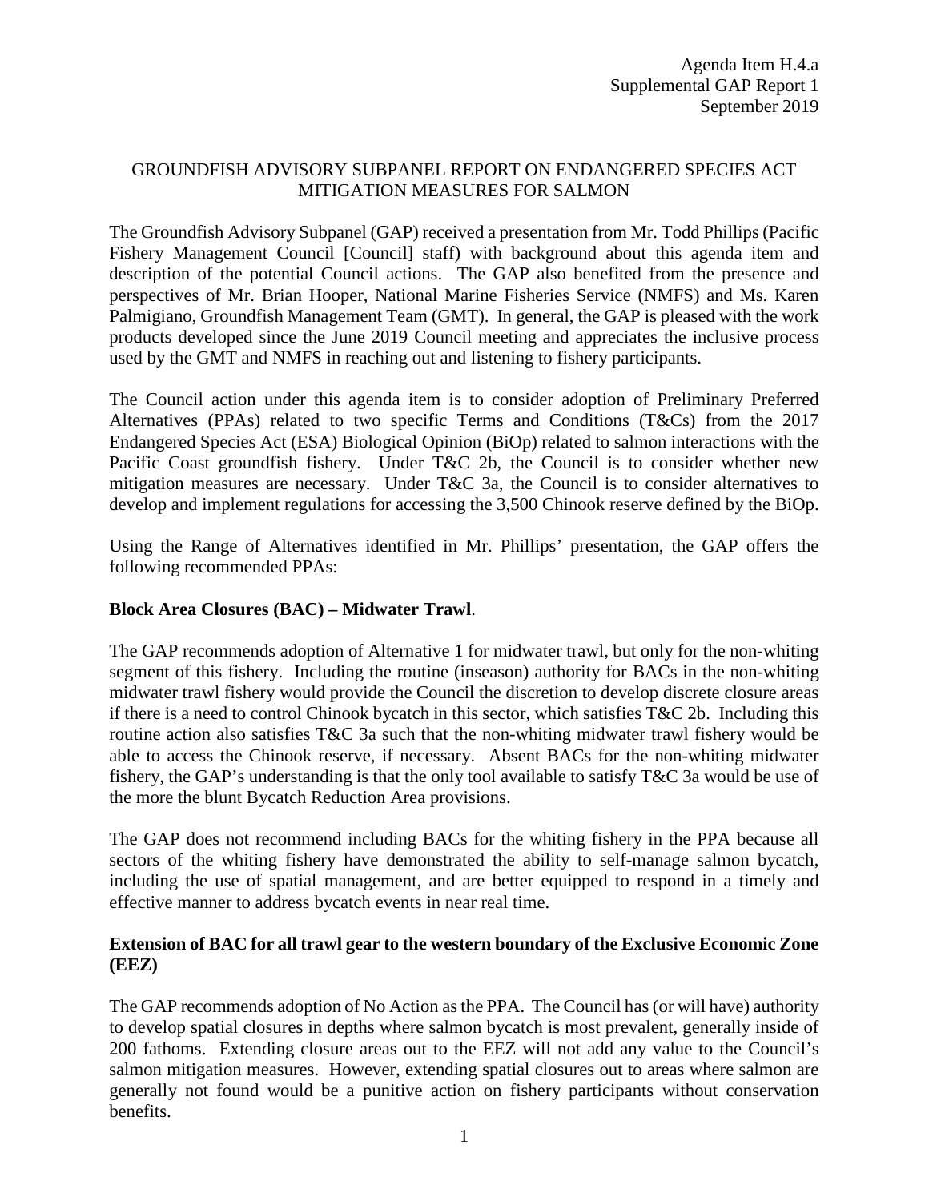Agenda Item H.4.a
Supplemental GAP Report 1
September 2019

# GROUNDFISH ADVISORY SUBPANEL REPORT ON ENDANGERED SPECIES ACT MITIGATION MEASURES FOR SALMON

The Groundfish Advisory Subpanel (GAP) received a presentation from Mr. Todd Phillips (Pacific Fishery Management Council [Council] staff) with background about this agenda item and description of the potential Council actions. The GAP also benefited from the presence and perspectives of Mr. Brian Hooper, National Marine Fisheries Service (NMFS) and Ms. Karen Palmigiano, Groundfish Management Team (GMT). In general, the GAP is pleased with the work products developed since the June 2019 Council meeting and appreciates the inclusive process used by the GMT and NMFS in reaching out and listening to fishery participants.

The Council action under this agenda item is to consider adoption of Preliminary Preferred Alternatives (PPAs) related to two specific Terms and Conditions (T&Cs) from the 2017 Endangered Species Act (ESA) Biological Opinion (BiOp) related to salmon interactions with the Pacific Coast groundfish fishery. Under T&C 2b, the Council is to consider whether new mitigation measures are necessary. Under T&C 3a, the Council is to consider alternatives to develop and implement regulations for accessing the 3,500 Chinook reserve defined by the BiOp.

Using the Range of Alternatives identified in Mr. Phillips' presentation, the GAP offers the following recommended PPAs:

**Block Area Closures (BAC) – Midwater Trawl**.

The GAP recommends adoption of Alternative 1 for midwater trawl, but only for the non-whiting segment of this fishery. Including the routine (inseason) authority for BACs in the non-whiting midwater trawl fishery would provide the Council the discretion to develop discrete closure areas if there is a need to control Chinook bycatch in this sector, which satisfies T&C 2b. Including this routine action also satisfies T&C 3a such that the non-whiting midwater trawl fishery would be able to access the Chinook reserve, if necessary. Absent BACs for the non-whiting midwater fishery, the GAP's understanding is that the only tool available to satisfy T&C 3a would be use of the more the blunt Bycatch Reduction Area provisions.

The GAP does not recommend including BACs for the whiting fishery in the PPA because all sectors of the whiting fishery have demonstrated the ability to self-manage salmon bycatch, including the use of spatial management, and are better equipped to respond in a timely and effective manner to address bycatch events in near real time.

**Extension of BAC for all trawl gear to the western boundary of the Exclusive Economic Zone (EEZ)**

The GAP recommends adoption of No Action as the PPA. The Council has (or will have) authority to develop spatial closures in depths where salmon bycatch is most prevalent, generally inside of 200 fathoms. Extending closure areas out to the EEZ will not add any value to the Council's salmon mitigation measures. However, extending spatial closures out to areas where salmon are generally not found would be a punitive action on fishery participants without conservation benefits.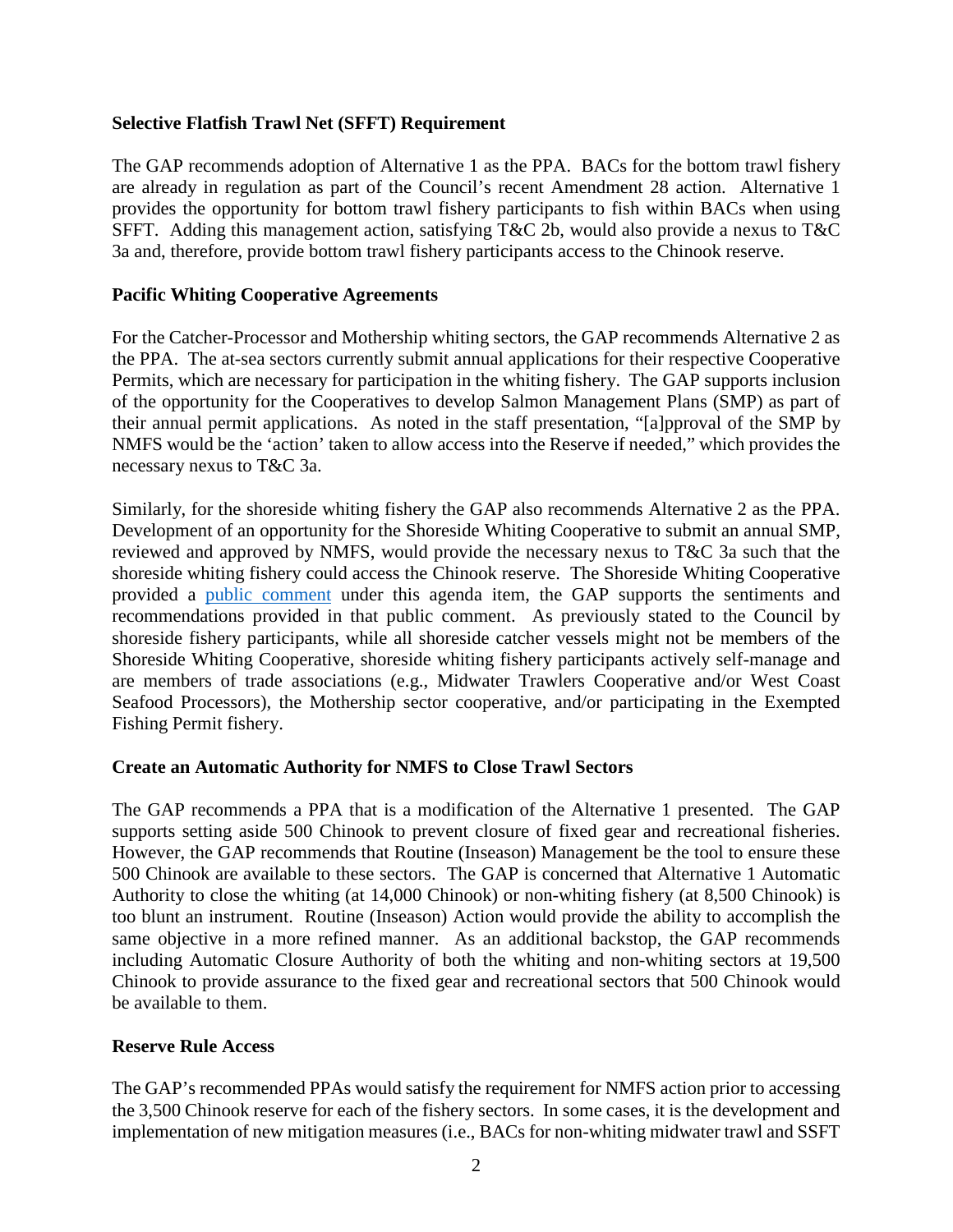**Selective Flatfish Trawl Net (SFFT) Requirement**

The GAP recommends adoption of Alternative 1 as the PPA. BACs for the bottom trawl fishery are already in regulation as part of the Council's recent Amendment 28 action. Alternative 1 provides the opportunity for bottom trawl fishery participants to fish within BACs when using SFFT. Adding this management action, satisfying T&C 2b, would also provide a nexus to T&C 3a and, therefore, provide bottom trawl fishery participants access to the Chinook reserve.

**Pacific Whiting Cooperative Agreements**

For the Catcher-Processor and Mothership whiting sectors, the GAP recommends Alternative 2 as the PPA. The at-sea sectors currently submit annual applications for their respective Cooperative Permits, which are necessary for participation in the whiting fishery. The GAP supports inclusion of the opportunity for the Cooperatives to develop Salmon Management Plans (SMP) as part of their annual permit applications. As noted in the staff presentation, "[a]pproval of the SMP by NMFS would be the 'action' taken to allow access into the Reserve if needed," which provides the necessary nexus to T&C 3a.

Similarly, for the shoreside whiting fishery the GAP also recommends Alternative 2 as the PPA. Development of an opportunity for the Shoreside Whiting Cooperative to submit an annual SMP, reviewed and approved by NMFS, would provide the necessary nexus to T&C 3a such that the shoreside whiting fishery could access the Chinook reserve. The Shoreside Whiting Cooperative provided a public comment under this agenda item, the GAP supports the sentiments and recommendations provided in that public comment. As previously stated to the Council by shoreside fishery participants, while all shoreside catcher vessels might not be members of the Shoreside Whiting Cooperative, shoreside whiting fishery participants actively self-manage and are members of trade associations (e.g., Midwater Trawlers Cooperative and/or West Coast Seafood Processors), the Mothership sector cooperative, and/or participating in the Exempted Fishing Permit fishery.

**Create an Automatic Authority for NMFS to Close Trawl Sectors**

The GAP recommends a PPA that is a modification of the Alternative 1 presented. The GAP supports setting aside 500 Chinook to prevent closure of fixed gear and recreational fisheries. However, the GAP recommends that Routine (Inseason) Management be the tool to ensure these 500 Chinook are available to these sectors. The GAP is concerned that Alternative 1 Automatic Authority to close the whiting (at 14,000 Chinook) or non-whiting fishery (at 8,500 Chinook) is too blunt an instrument. Routine (Inseason) Action would provide the ability to accomplish the same objective in a more refined manner. As an additional backstop, the GAP recommends including Automatic Closure Authority of both the whiting and non-whiting sectors at 19,500 Chinook to provide assurance to the fixed gear and recreational sectors that 500 Chinook would be available to them.

**Reserve Rule Access**

The GAP's recommended PPAs would satisfy the requirement for NMFS action prior to accessing the 3,500 Chinook reserve for each of the fishery sectors. In some cases, it is the development and implementation of new mitigation measures (i.e., BACs for non-whiting midwater trawl and SFFT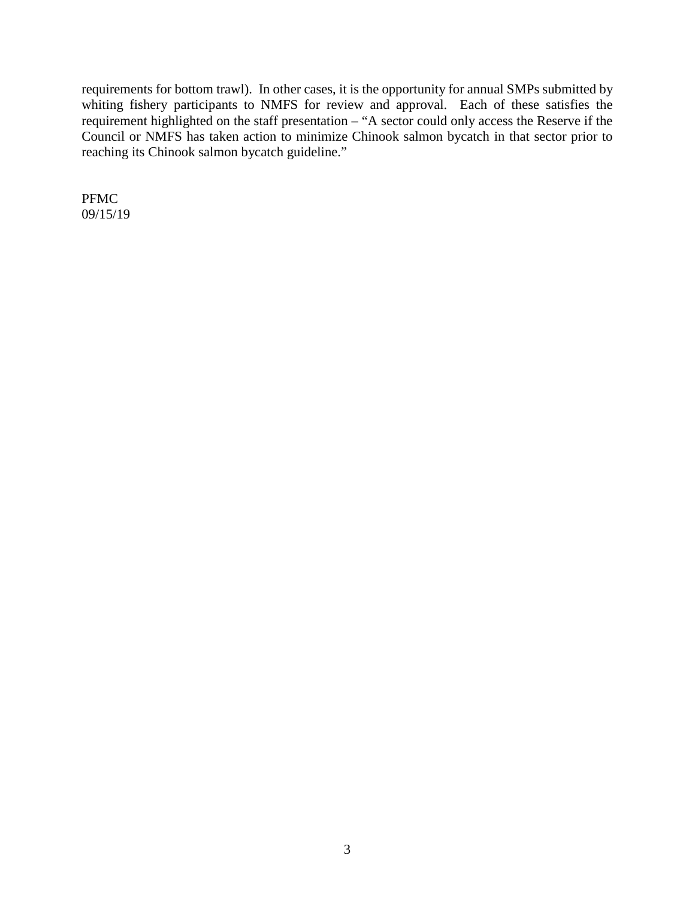requirements for bottom trawl). In other cases, it is the opportunity for annual SMPs submitted by whiting fishery participants to NMFS for review and approval. Each of these satisfies the requirement highlighted on the staff presentation – "A sector could only access the Reserve if the Council or NMFS has taken action to minimize Chinook salmon bycatch in that sector prior to reaching its Chinook salmon bycatch guideline."

PFMC
09/15/19